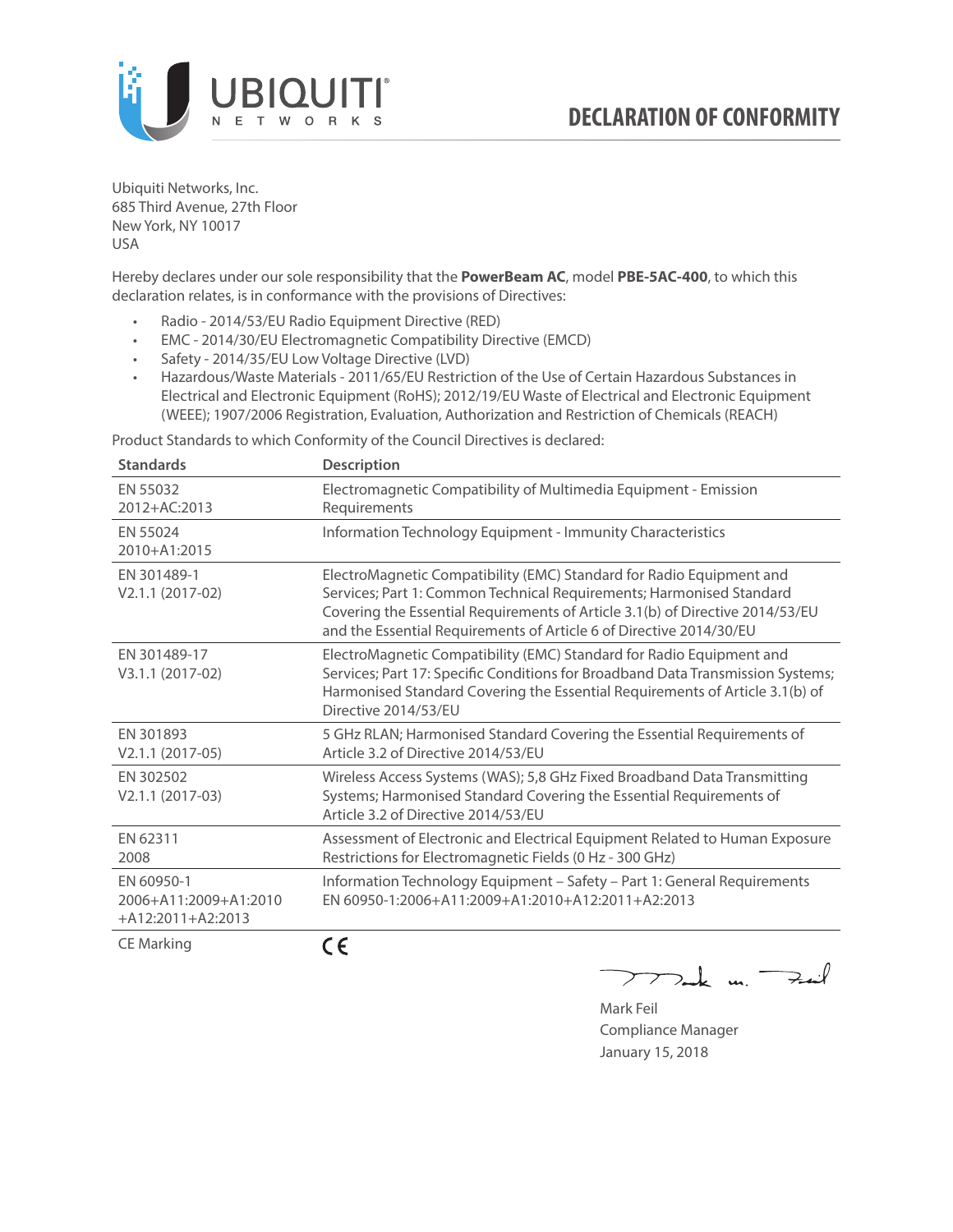# DECLARATION OF CONFORMITY

Ubiquiti Networks, Inc.
685 Third Avenue, 27th Floor
New York, NY 10017
USA

Hereby declares under our sole responsibility that the **PowerBeam AC**, model **PBE-5AC-400**, to which this declaration relates, is in conformance with the provisions of Directives:

- Radio - 2014/53/EU Radio Equipment Directive (RED)
- EMC - 2014/30/EU Electromagnetic Compatibility Directive (EMCD)
- Safety - 2014/35/EU Low Voltage Directive (LVD)
- Hazardous/Waste Materials - 2011/65/EU Restriction of the Use of Certain Hazardous Substances in Electrical and Electronic Equipment (RoHS); 2012/19/EU Waste of Electrical and Electronic Equipment (WEEE); 1907/2006 Registration, Evaluation, Authorization and Restriction of Chemicals (REACH)

Product Standards to which Conformity of the Council Directives is declared:

| Standards | Description |
|---|---|
| EN 55032 2012+AC:2013 | Electromagnetic Compatibility of Multimedia Equipment - Emission Requirements |
| EN 55024 2010+A1:2015 | Information Technology Equipment - Immunity Characteristics |
| EN 301489-1 V2.1.1 (2017-02) | ElectroMagnetic Compatibility (EMC) Standard for Radio Equipment and Services; Part 1: Common Technical Requirements; Harmonised Standard Covering the Essential Requirements of Article 3.1(b) of Directive 2014/53/EU and the Essential Requirements of Article 6 of Directive 2014/30/EU |
| EN 301489-17 V3.1.1 (2017-02) | ElectroMagnetic Compatibility (EMC) Standard for Radio Equipment and Services; Part 17: Specific Conditions for Broadband Data Transmission Systems; Harmonised Standard Covering the Essential Requirements of Article 3.1(b) of Directive 2014/53/EU |
| EN 301893 V2.1.1 (2017-05) | 5 GHz RLAN; Harmonised Standard Covering the Essential Requirements of Article 3.2 of Directive 2014/53/EU |
| EN 302502 V2.1.1 (2017-03) | Wireless Access Systems (WAS); 5,8 GHz Fixed Broadband Data Transmitting Systems; Harmonised Standard Covering the Essential Requirements of Article 3.2 of Directive 2014/53/EU |
| EN 62311 2008 | Assessment of Electronic and Electrical Equipment Related to Human Exposure Restrictions for Electromagnetic Fields (0 Hz - 300 GHz) |
| EN 60950-1 2006+A11:2009+A1:2010 +A12:2011+A2:2013 | Information Technology Equipment – Safety – Part 1: General Requirements EN 60950-1:2006+A11:2009+A1:2010+A12:2011+A2:2013 |
| CE Marking | CE |

Mark Feil
Compliance Manager
January 15, 2018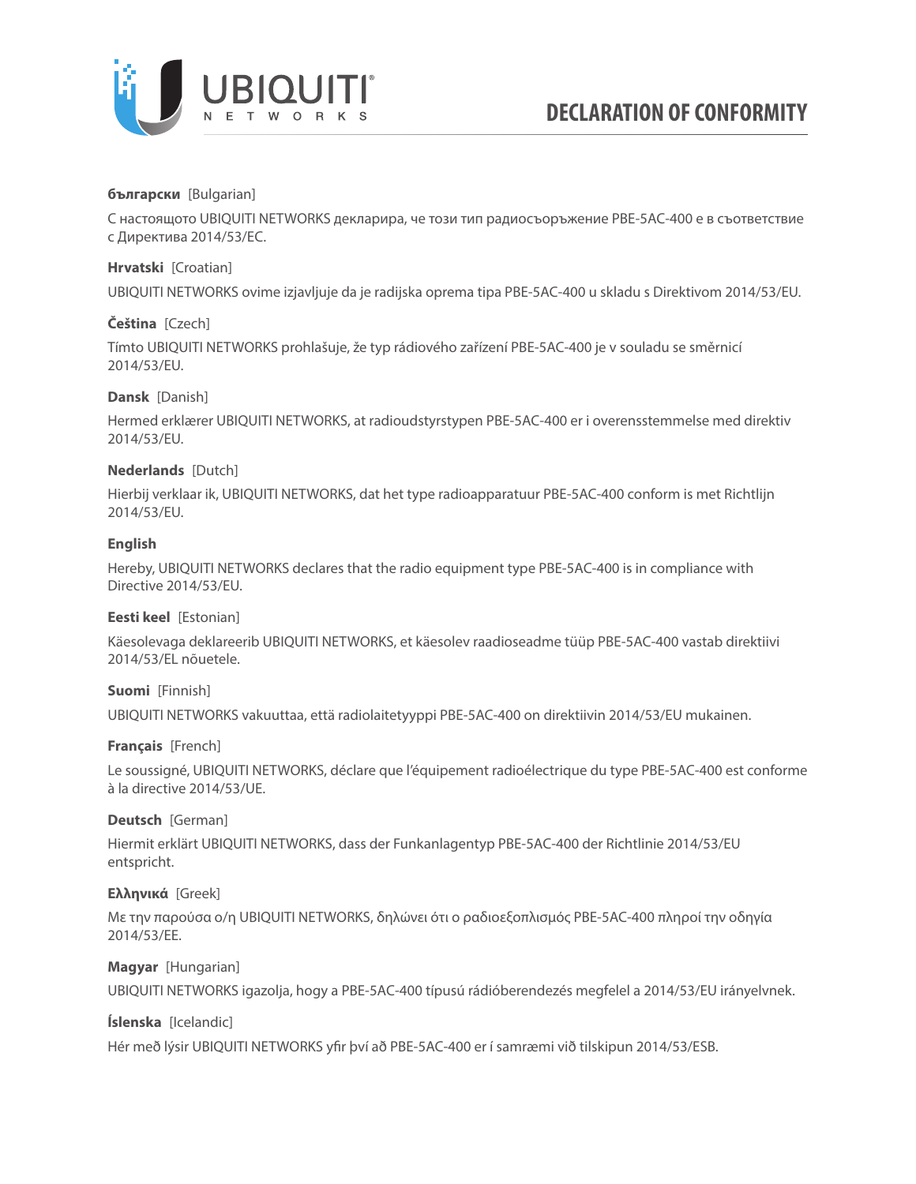# DECLARATION OF CONFORMITY

**български** [Bulgarian]

С настоящото UBIQUITI NETWORKS декларира, че този тип радиосъоръжение PBE-5AC-400 е в съответствие с Директива 2014/53/ЕС.

**Hrvatski** [Croatian]

UBIQUITI NETWORKS ovime izjavljuje da je radijska oprema tipa PBE-5AC-400 u skladu s Direktivom 2014/53/EU.

**Čeština** [Czech]

Tímto UBIQUITI NETWORKS prohlašuje, že typ rádiového zařízení PBE-5AC-400 je v souladu se směrnicí 2014/53/EU.

**Dansk** [Danish]

Hermed erklærer UBIQUITI NETWORKS, at radioudstyrstypen PBE-5AC-400 er i overensstemmelse med direktiv 2014/53/EU.

**Nederlands** [Dutch]

Hierbij verklaar ik, UBIQUITI NETWORKS, dat het type radioapparatuur PBE-5AC-400 conform is met Richtlijn 2014/53/EU.

**English**

Hereby, UBIQUITI NETWORKS declares that the radio equipment type PBE-5AC-400 is in compliance with Directive 2014/53/EU.

**Eesti keel** [Estonian]

Käesolevaga deklareerib UBIQUITI NETWORKS, et käesolev raadioseadme tüüp PBE-5AC-400 vastab direktiivi 2014/53/EL nõuetele.

**Suomi** [Finnish]

UBIQUITI NETWORKS vakuuttaa, että radiolaitetyyppi PBE-5AC-400 on direktiivin 2014/53/EU mukainen.

**Français** [French]

Le soussigné, UBIQUITI NETWORKS, déclare que l'équipement radioélectrique du type PBE-5AC-400 est conforme à la directive 2014/53/UE.

**Deutsch** [German]

Hiermit erklärt UBIQUITI NETWORKS, dass der Funkanlagentyp PBE-5AC-400 der Richtlinie 2014/53/EU entspricht.

**Ελληνικά** [Greek]

Με την παρούσα ο/η UBIQUITI NETWORKS, δηλώνει ότι ο ραδιοεξοπλισμός PBE-5AC-400 πληροί την οδηγία 2014/53/ΕΕ.

**Magyar** [Hungarian]

UBIQUITI NETWORKS igazolja, hogy a PBE-5AC-400 típusú rádióberendezés megfelel a 2014/53/EU irányelvnek.

**Íslenska** [Icelandic]

Hér með lýsir UBIQUITI NETWORKS yfir því að PBE-5AC-400 er í samræmi við tilskipun 2014/53/ESB.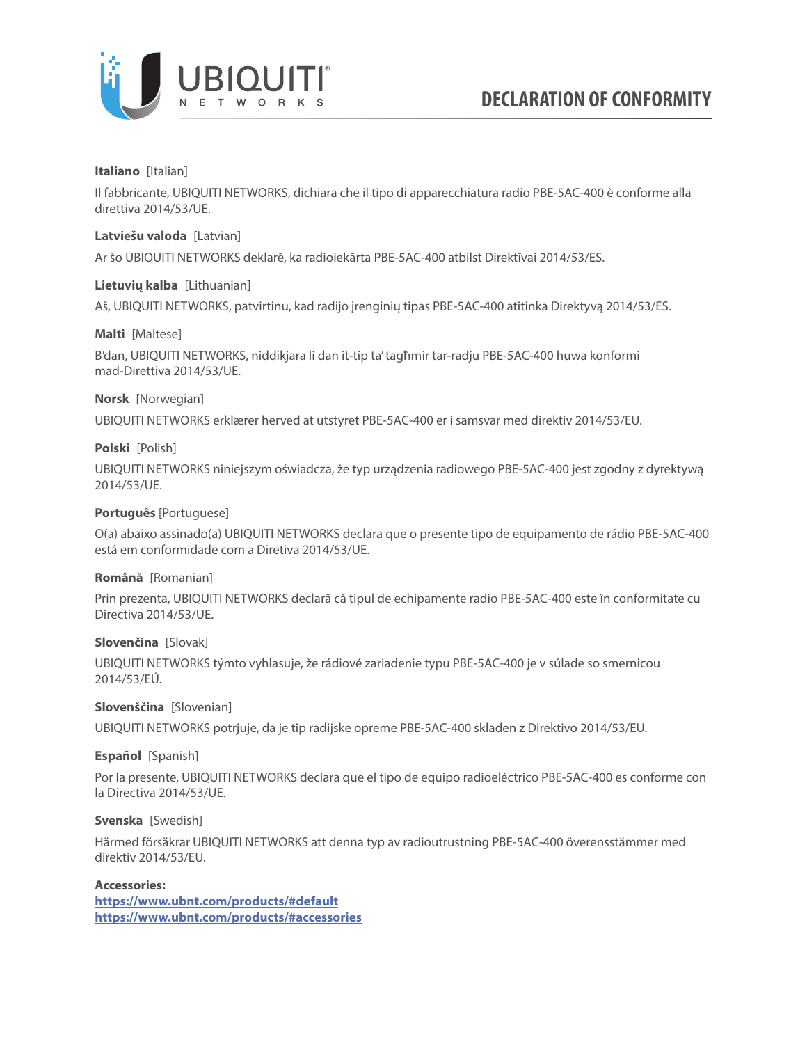**Italiano** [Italian]

Il fabbricante, UBIQUITI NETWORKS, dichiara che il tipo di apparecchiatura radio PBE-5AC-400 è conforme alla direttiva 2014/53/UE.

**Latviešu valoda** [Latvian]

Ar šo UBIQUITI NETWORKS deklarē, ka radioiekārta PBE-5AC-400 atbilst Direktīvai 2014/53/ES.

**Lietuvių kalba** [Lithuanian]

Aš, UBIQUITI NETWORKS, patvirtinu, kad radijo įrenginių tipas PBE-5AC-400 atitinka Direktyvą 2014/53/ES.

**Malti** [Maltese]

B'dan, UBIQUITI NETWORKS, niddikjara li dan it-tip ta' tagħmir tar-radju PBE-5AC-400 huwa konformi mad-Direttiva 2014/53/UE.

**Norsk** [Norwegian]

UBIQUITI NETWORKS erklærer herved at utstyret PBE-5AC-400 er i samsvar med direktiv 2014/53/EU.

**Polski** [Polish]

UBIQUITI NETWORKS niniejszym oświadcza, że typ urządzenia radiowego PBE-5AC-400 jest zgodny z dyrektywą 2014/53/UE.

**Português** [Portuguese]

O(a) abaixo assinado(a) UBIQUITI NETWORKS declara que o presente tipo de equipamento de rádio PBE-5AC-400 está em conformidade com a Diretiva 2014/53/UE.

**Română** [Romanian]

Prin prezenta, UBIQUITI NETWORKS declară că tipul de echipamente radio PBE-5AC-400 este în conformitate cu Directiva 2014/53/UE.

**Slovenčina** [Slovak]

UBIQUITI NETWORKS týmto vyhlasuje, že rádiové zariadenie typu PBE-5AC-400 je v súlade so smernicou 2014/53/EÚ.

**Slovenščina** [Slovenian]

UBIQUITI NETWORKS potrjuje, da je tip radijske opreme PBE-5AC-400 skladen z Direktivo 2014/53/EU.

**Español** [Spanish]

Por la presente, UBIQUITI NETWORKS declara que el tipo de equipo radioeléctrico PBE-5AC-400 es conforme con la Directiva 2014/53/UE.

**Svenska** [Swedish]

Härmed försäkrar UBIQUITI NETWORKS att denna typ av radioutrustning PBE-5AC-400 överensstämmer med direktiv 2014/53/EU.

**Accessories:**
**https://www.ubnt.com/products/#default**
**https://www.ubnt.com/products/#accessories**